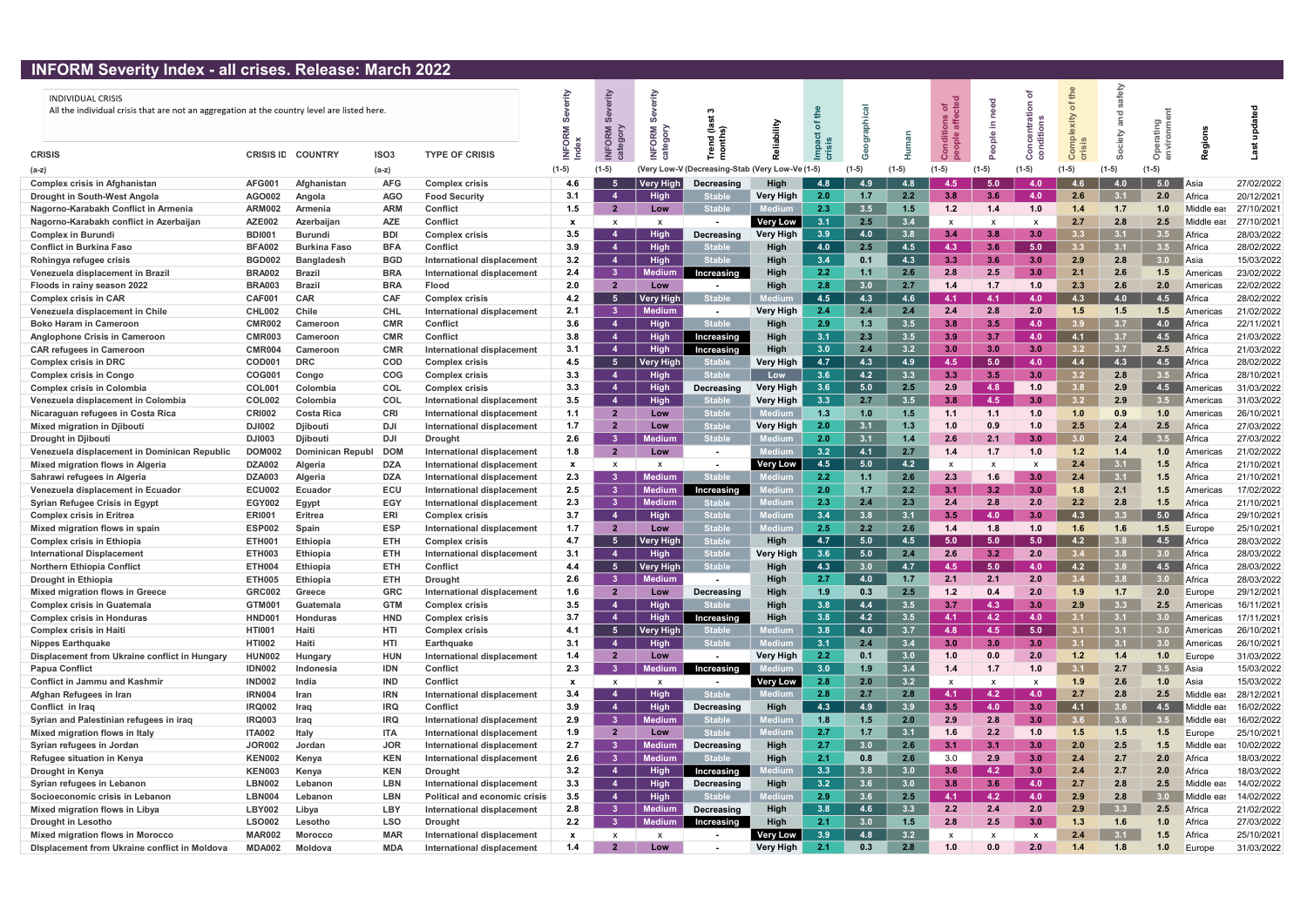# INFORM Severity Index - all crises. Release: March 2022

INDIVIDUAL CRISIS
All the individual crisis that are not an aggregation at the country level are listed here.

| CRISIS | CRISIS ID | COUNTRY | ISO3 | TYPE OF CRISIS | INFORM Severity Index | INFORM Severity category | INFORM Severity category | Trend (last 3 months) | Reliability | Impact of the crisis | Geographical | Human | Conditions of people affected | People in need | Concentration of conditions | Complexity of the crisis | Society and safety | Operating environment | Regions | Last updated |
|---|---|---|---|---|---|---|---|---|---|---|---|---|---|---|---|---|---|---|---|---|
| (a-z) | | | (a-z) | | (1-5) | (1-5) | (Very Low-V | (Decreasing-Stab | (Very Low-Ve | (1-5) | (1-5) | (1-5) | (1-5) | (1-5) | (1-5) | (1-5) | (1-5) | (1-5) | | |
| Complex crisis in Afghanistan | AFG001 | Afghanistan | AFG | Complex crisis | 4.6 | 5 | Very High | Decreasing | High | 4.8 | 4.9 | 4.8 | 4.5 | 5.0 | 4.0 | 4.6 | 4.0 | 5.0 | Asia | 27/02/2022 |
| Drought in South-West Angola | AGO002 | Angola | AGO | Food Security | 3.1 | 4 | High | Stable | Very High | 2.0 | 1.7 | 2.2 | 3.8 | 3.6 | 4.0 | 2.6 | 3.1 | 2.0 | Africa | 20/12/2021 |
| Nagorno-Karabakh Conflict in Armenia | ARM002 | Armenia | ARM | Conflict | 1.5 | 2 | Low | Stable | Medium | 2.3 | 3.5 | 1.5 | 1.2 | 1.4 | 1.0 | 1.4 | 1.7 | 1.0 | Middle eas | 27/10/2021 |
| Nagorno-Karabakh conflict in Azerbaijan | AZE002 | Azerbaijan | AZE | Conflict | x | x | x | - | Very Low | 3.1 | 2.5 | 3.4 | x | x | x | 2.7 | 2.8 | 2.5 | Middle eas | 27/10/2021 |
| Complex in Burundi | BDI001 | Burundi | BDI | Complex crisis | 3.5 | 4 | High | Decreasing | Very High | 3.9 | 4.0 | 3.8 | 3.4 | 3.8 | 3.0 | 3.3 | 3.1 | 3.5 | Africa | 28/03/2022 |
| Conflict in Burkina Faso | BFA002 | Burkina Faso | BFA | Conflict | 3.9 | 4 | High | Stable | High | 4.0 | 2.5 | 4.5 | 4.3 | 3.6 | 5.0 | 3.3 | 3.1 | 3.5 | Africa | 28/02/2022 |
| Rohingya refugee crisis | BGD002 | Bangladesh | BGD | International displacement | 3.2 | 4 | High | Stable | High | 3.4 | 0.1 | 4.3 | 3.3 | 3.6 | 3.0 | 2.9 | 2.8 | 3.0 | Asia | 15/03/2022 |
| Venezuela displacement in Brazil | BRA002 | Brazil | BRA | International displacement | 2.4 | 3 | Medium | Increasing | High | 2.2 | 1.1 | 2.6 | 2.8 | 2.5 | 3.0 | 2.1 | 2.6 | 1.5 | Americas | 23/02/2022 |
| Floods in rainy season 2022 | BRA003 | Brazil | BRA | Flood | 2.0 | 2 | Low | - | High | 2.8 | 3.0 | 2.7 | 1.4 | 1.7 | 1.0 | 2.3 | 2.6 | 2.0 | Americas | 22/02/2022 |
| Complex crisis in CAR | CAF001 | CAR | CAF | Complex crisis | 4.2 | 5 | Very High | Stable | Medium | 4.5 | 4.3 | 4.6 | 4.1 | 4.1 | 4.0 | 4.3 | 4.0 | 4.5 | Africa | 28/02/2022 |
| Venezuela displacement in Chile | CHL002 | Chile | CHL | International displacement | 2.1 | 3 | Medium | - | Very High | 2.4 | 2.4 | 2.4 | 2.4 | 2.8 | 2.0 | 1.5 | 1.5 | 1.5 | Americas | 21/02/2022 |
| Boko Haram in Cameroon | CMR002 | Cameroon | CMR | Conflict | 3.6 | 4 | High | Stable | High | 2.9 | 1.3 | 3.5 | 3.8 | 3.5 | 4.0 | 3.9 | 3.7 | 4.0 | Africa | 22/11/2021 |
| Anglophone Crisis in Cameroon | CMR003 | Cameroon | CMR | Conflict | 3.8 | 4 | High | Increasing | High | 3.1 | 2.3 | 3.5 | 3.9 | 3.7 | 4.0 | 4.1 | 3.7 | 4.5 | Africa | 21/03/2022 |
| CAR refugees in Cameroon | CMR004 | Cameroon | CMR | International displacement | 3.1 | 4 | High | Increasing | High | 3.0 | 2.4 | 3.2 | 3.0 | 3.0 | 3.0 | 3.2 | 3.7 | 2.5 | Africa | 21/03/2022 |
| Complex crisis in DRC | COD001 | DRC | COD | Complex crisis | 4.5 | 5 | Very High | Stable | Very High | 4.7 | 4.3 | 4.9 | 4.5 | 5.0 | 4.0 | 4.4 | 4.3 | 4.5 | Africa | 28/02/2022 |
| Complex crisis in Congo | COG001 | Congo | COG | Complex crisis | 3.3 | 4 | High | Stable | Low | 3.6 | 4.2 | 3.3 | 3.3 | 3.5 | 3.0 | 3.2 | 2.8 | 3.5 | Africa | 28/10/2021 |
| Complex crisis in Colombia | COL001 | Colombia | COL | Complex crisis | 3.3 | 4 | High | Decreasing | Very High | 3.6 | 5.0 | 2.5 | 2.9 | 4.8 | 1.0 | 3.8 | 2.9 | 4.5 | Americas | 31/03/2022 |
| Venezuela displacement in Colombia | COL002 | Colombia | COL | International displacement | 3.5 | 4 | High | Stable | Very High | 3.3 | 2.7 | 3.5 | 3.8 | 4.5 | 3.0 | 3.2 | 2.9 | 3.5 | Americas | 31/03/2022 |
| Nicaraguan refugees in Costa Rica | CRI002 | Costa Rica | CRI | International displacement | 1.1 | 2 | Low | Stable | Medium | 1.3 | 1.0 | 1.5 | 1.1 | 1.1 | 1.0 | 1.0 | 0.9 | 1.0 | Americas | 26/10/2021 |
| Mixed migration in Djibouti | DJI002 | Djibouti | DJI | International displacement | 1.7 | 2 | Low | Stable | Very High | 2.0 | 3.1 | 1.3 | 1.0 | 0.9 | 1.0 | 2.5 | 2.4 | 2.5 | Africa | 27/03/2022 |
| Drought in Djibouti | DJI003 | Djibouti | DJI | Drought | 2.6 | 3 | Medium | Stable | Medium | 2.0 | 3.1 | 1.4 | 2.6 | 2.1 | 3.0 | 3.0 | 2.4 | 3.5 | Africa | 27/03/2022 |
| Venezuela displacement in Dominican Republic | DOM002 | Dominican Republ | DOM | International displacement | 1.8 | 2 | Low | - | Medium | 3.2 | 4.1 | 2.7 | 1.4 | 1.7 | 1.0 | 1.2 | 1.4 | 1.0 | Americas | 21/02/2022 |
| Mixed migration flows in Algeria | DZA002 | Algeria | DZA | International displacement | x | x | x | - | Very Low | 4.5 | 5.0 | 4.2 | x | x | x | 2.4 | 3.1 | 1.5 | Africa | 21/10/2021 |
| Sahrawi refugees in Algeria | DZA003 | Algeria | DZA | International displacement | 2.3 | 3 | Medium | Stable | Medium | 2.2 | 1.1 | 2.6 | 2.3 | 1.6 | 3.0 | 2.4 | 3.1 | 1.5 | Africa | 21/10/2021 |
| Venezuela displacement in Ecuador | ECU002 | Ecuador | ECU | International displacement | 2.5 | 3 | Medium | Increasing | Medium | 2.0 | 1.7 | 2.2 | 3.1 | 3.2 | 3.0 | 1.8 | 2.1 | 1.5 | Americas | 17/02/2022 |
| Syrian Refugee Crisis in Egypt | EGY002 | Egypt | EGY | International displacement | 2.3 | 3 | Medium | Stable | Medium | 2.3 | 2.4 | 2.3 | 2.4 | 2.8 | 2.0 | 2.2 | 2.8 | 1.5 | Africa | 21/10/2021 |
| Complex crisis in Eritrea | ERI001 | Eritrea | ERI | Complex crisis | 3.7 | 4 | High | Stable | Medium | 3.4 | 3.8 | 3.1 | 3.5 | 4.0 | 3.0 | 4.3 | 3.3 | 5.0 | Africa | 29/10/2021 |
| Mixed migration flows in spain | ESP002 | Spain | ESP | International displacement | 1.7 | 2 | Low | Stable | Medium | 2.5 | 2.2 | 2.6 | 1.4 | 1.8 | 1.0 | 1.6 | 1.6 | 1.5 | Europe | 25/10/2021 |
| Complex crisis in Ethiopia | ETH001 | Ethiopia | ETH | Complex crisis | 4.7 | 5 | Very High | Stable | High | 4.7 | 5.0 | 4.5 | 5.0 | 5.0 | 5.0 | 4.2 | 3.8 | 4.5 | Africa | 28/03/2022 |
| International Displacement | ETH003 | Ethiopia | ETH | International displacement | 3.1 | 4 | High | Stable | Very High | 3.6 | 5.0 | 2.4 | 2.6 | 3.2 | 2.0 | 3.4 | 3.8 | 3.0 | Africa | 28/03/2022 |
| Northern Ethiopia Conflict | ETH004 | Ethiopia | ETH | Conflict | 4.4 | 5 | Very High | Stable | High | 4.3 | 3.0 | 4.7 | 4.5 | 5.0 | 4.0 | 4.2 | 3.8 | 4.5 | Africa | 28/03/2022 |
| Drought in Ethiopia | ETH005 | Ethiopia | ETH | Drought | 2.6 | 3 | Medium | - | High | 2.7 | 4.0 | 1.7 | 2.1 | 2.1 | 2.0 | 3.4 | 3.8 | 3.0 | Africa | 28/03/2022 |
| Mixed migration flows in Greece | GRC002 | Greece | GRC | International displacement | 1.6 | 2 | Low | Decreasing | High | 1.9 | 0.3 | 2.5 | 1.2 | 0.4 | 2.0 | 1.9 | 1.7 | 2.0 | Europe | 29/12/2021 |
| Complex crisis in Guatemala | GTM001 | Guatemala | GTM | Complex crisis | 3.5 | 4 | High | Stable | High | 3.8 | 4.4 | 3.5 | 3.7 | 4.3 | 3.0 | 2.9 | 3.3 | 2.5 | Americas | 16/11/2021 |
| Complex crisis in Honduras | HND001 | Honduras | HND | Complex crisis | 3.7 | 4 | High | Increasing | High | 3.8 | 4.2 | 3.5 | 4.1 | 4.2 | 4.0 | 3.1 | 3.1 | 3.0 | Americas | 17/11/2021 |
| Complex crisis in Haiti | HTI001 | Haiti | HTI | Complex crisis | 4.1 | 5 | Very High | Stable | Medium | 3.8 | 4.0 | 3.7 | 4.8 | 4.5 | 5.0 | 3.1 | 3.1 | 3.0 | Americas | 26/10/2021 |
| Nippes Earthquake | HTI002 | Haiti | HTI | Earthquake | 3.1 | 4 | High | Stable | Medium | 3.1 | 2.4 | 3.4 | 3.0 | 3.0 | 3.0 | 3.1 | 3.1 | 3.0 | Americas | 26/10/2021 |
| Displacement from Ukraine conflict in Hungary | HUN002 | Hungary | HUN | International displacement | 1.4 | 2 | Low | - | Very High | 2.2 | 0.1 | 3.0 | 1.0 | 0.0 | 2.0 | 1.2 | 1.4 | 1.0 | Europe | 31/03/2022 |
| Papua Conflict | IDN002 | Indonesia | IDN | Conflict | 2.3 | 3 | Medium | Increasing | High | 3.0 | 1.9 | 3.4 | 1.4 | 1.7 | 1.0 | 3.1 | 2.7 | 3.5 | Asia | 15/03/2022 |
| Conflict in Jammu and Kashmir | IND002 | India | IND | Conflict | x | x | x | - | Very Low | 2.8 | 2.0 | 3.2 | x | x | x | 1.9 | 2.6 | 1.0 | Asia | 15/03/2022 |
| Afghan Refugees in Iran | IRN004 | Iran | IRN | International displacement | 3.4 | 4 | High | Stable | Medium | 2.8 | 2.7 | 2.8 | 4.1 | 4.2 | 4.0 | 2.7 | 2.8 | 2.5 | Middle eas | 28/12/2021 |
| Conflict in Iraq | IRQ002 | Iraq | IRQ | Conflict | 3.9 | 4 | High | Decreasing | High | 4.3 | 4.9 | 3.9 | 3.5 | 4.0 | 3.0 | 4.1 | 3.6 | 4.5 | Middle eas | 16/02/2022 |
| Syrian and Palestinian refugees in iraq | IRQ003 | Iraq | IRQ | International displacement | 2.9 | 3 | Medium | Stable | Medium | 1.8 | 1.5 | 2.0 | 2.9 | 2.8 | 3.0 | 3.6 | 3.6 | 3.5 | Middle eas | 16/02/2022 |
| Mixed migration flows in Italy | ITA002 | Italy | ITA | International displacement | 1.9 | 2 | Low | Stable | Medium | 2.7 | 1.7 | 3.1 | 1.6 | 2.2 | 1.0 | 1.5 | 1.5 | 1.5 | Europe | 25/10/2021 |
| Syrian refugees in Jordan | JOR002 | Jordan | JOR | International displacement | 2.7 | 3 | Medium | Decreasing | High | 2.7 | 3.0 | 2.6 | 3.1 | 3.1 | 3.0 | 2.0 | 2.5 | 1.5 | Middle eas | 10/02/2022 |
| Refugee situation in Kenya | KEN002 | Kenya | KEN | International displacement | 2.6 | 3 | Medium | Stable | High | 2.1 | 0.8 | 2.6 | 3.0 | 2.9 | 3.0 | 2.4 | 2.7 | 2.0 | Africa | 18/03/2022 |
| Drought in Kenya | KEN003 | Kenya | KEN | Drought | 3.2 | 4 | High | Increasing | Medium | 3.3 | 3.8 | 3.0 | 3.6 | 4.2 | 3.0 | 2.4 | 2.7 | 2.0 | Africa | 18/03/2022 |
| Syrian refugees in Lebanon | LBN002 | Lebanon | LBN | International displacement | 3.3 | 4 | High | Decreasing | High | 3.2 | 3.6 | 3.0 | 3.8 | 3.6 | 4.0 | 2.7 | 2.8 | 2.5 | Middle eas | 14/02/2022 |
| Socioeconomic crisis in Lebanon | LBN004 | Lebanon | LBN | Political and economic crisis | 3.5 | 4 | High | Stable | Medium | 2.9 | 3.6 | 2.5 | 4.1 | 4.2 | 4.0 | 2.9 | 2.8 | 3.0 | Middle eas | 14/02/2022 |
| Mixed migration flows in Libya | LBY002 | Libya | LBY | International displacement | 2.8 | 3 | Medium | Decreasing | High | 3.8 | 4.6 | 3.3 | 2.2 | 2.4 | 2.0 | 2.9 | 3.3 | 2.5 | Africa | 21/02/2022 |
| Drought in Lesotho | LSO002 | Lesotho | LSO | Drought | 2.2 | 3 | Medium | Increasing | High | 2.1 | 3.0 | 1.5 | 2.8 | 2.5 | 3.0 | 1.3 | 1.6 | 1.0 | Africa | 27/03/2022 |
| Mixed migration flows in Morocco | MAR002 | Morocco | MAR | International displacement | x | x | x | - | Very Low | 3.9 | 4.8 | 3.2 | x | x | x | 2.4 | 3.1 | 1.5 | Africa | 25/10/2021 |
| Displacement from Ukraine conflict in Moldova | MDA002 | Moldova | MDA | International displacement | 1.4 | 2 | Low | - | Very High | 2.1 | 0.3 | 2.8 | 1.0 | 0.0 | 2.0 | 1.4 | 1.8 | 1.0 | Europe | 31/03/2022 |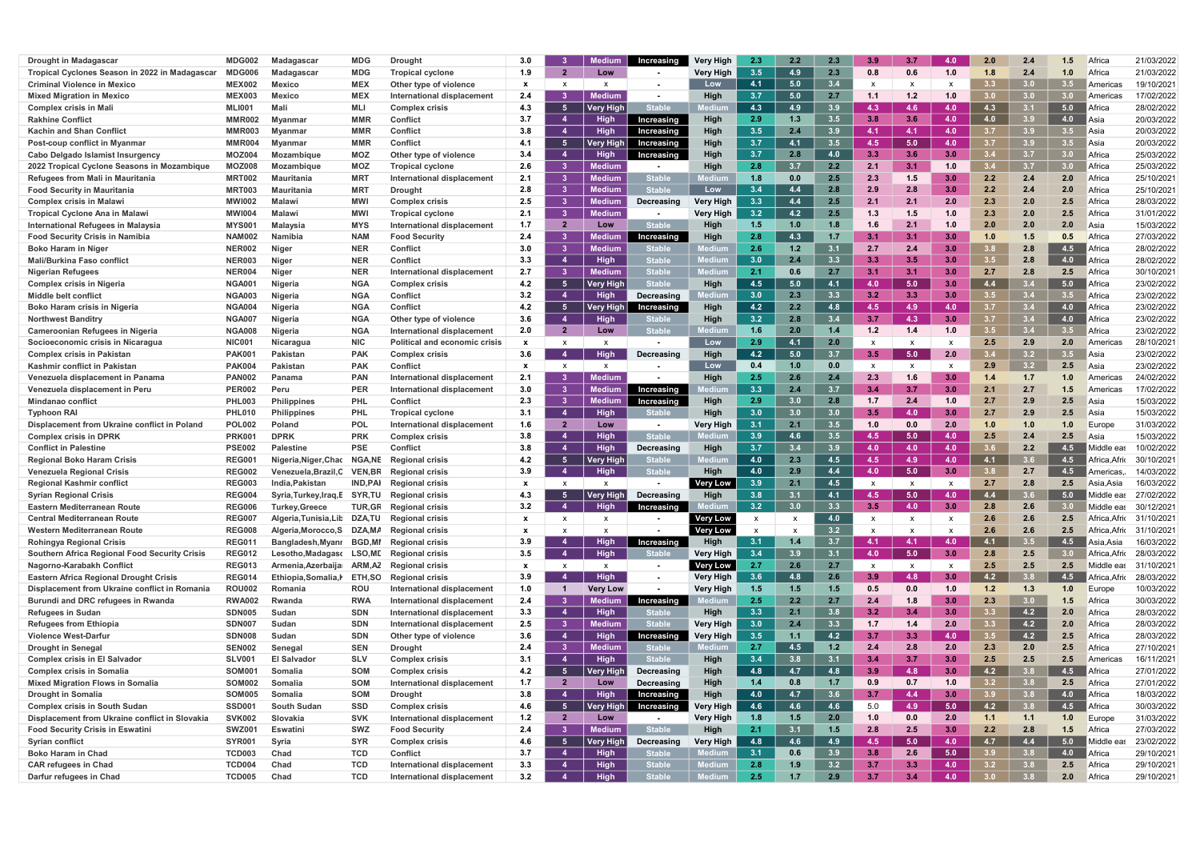| | | | | | | | | | | | | | | | | | | | | | |
|---|---|---|---|---|---|---|---|---|---|---|---|---|---|---|---|---|---|---|---|---|---|
| Drought in Madagascar | MDG002 | Madagascar | MDG | Drought | 3.0 | 3 | Medium | Increasing | Very High | 2.3 | 2.2 | 2.3 | 3.9 | 3.7 | 4.0 | 2.0 | 2.4 | 1.5 | Africa | 21/03/2022 |
| Tropical Cyclones Season in 2022 in Madagascar | MDG006 | Madagascar | MDG | Tropical cyclone | 1.9 | 2 | Low | - | Very High | 3.5 | 4.9 | 2.3 | 0.8 | 0.6 | 1.0 | 1.8 | 2.4 | 1.0 | Africa | 21/03/2022 |
| Criminal Violence in Mexico | MEX002 | Mexico | MEX | Other type of violence | x | x | x | - | Low | 4.1 | 5.0 | 3.4 | x | x | x | 3.3 | 3.0 | 3.5 | Americas | 19/10/2021 |
| Mixed Migration in Mexico | MEX003 | Mexico | MEX | International displacement | 2.4 | 3 | Medium | - | High | 3.7 | 5.0 | 2.7 | 1.1 | 1.2 | 1.0 | 3.0 | 3.0 | 3.0 | Americas | 17/02/2022 |
| Complex crisis in Mali | MLI001 | Mali | MLI | Complex crisis | 4.3 | 5 | Very High | Stable | Medium | 4.3 | 4.9 | 3.9 | 4.3 | 4.6 | 4.0 | 4.3 | 3.1 | 5.0 | Africa | 28/02/2022 |
| Rakhine Conflict | MMR002 | Myanmar | MMR | Conflict | 3.7 | 4 | High | Increasing | High | 2.9 | 1.3 | 3.5 | 3.8 | 3.6 | 4.0 | 4.0 | 3.9 | 4.0 | Asia | 20/03/2022 |
| Kachin and Shan Conflict | MMR003 | Myanmar | MMR | Conflict | 3.8 | 4 | High | Increasing | High | 3.5 | 2.4 | 3.9 | 4.1 | 4.1 | 4.0 | 3.7 | 3.9 | 3.5 | Asia | 20/03/2022 |
| Post-coup conflict in Myanmar | MMR004 | Myanmar | MMR | Conflict | 4.1 | 5 | Very High | Increasing | High | 3.7 | 4.1 | 3.5 | 4.5 | 5.0 | 4.0 | 3.7 | 3.9 | 3.5 | Asia | 20/03/2022 |
| Cabo Delgado Islamist Insurgency | MOZ004 | Mozambique | MOZ | Other type of violence | 3.4 | 4 | High | Increasing | High | 3.7 | 2.8 | 4.0 | 3.3 | 3.6 | 3.0 | 3.4 | 3.7 | 3.0 | Africa | 25/03/2022 |
| 2022 Tropical Cyclone Seasons in Mozambique | MOZ008 | Mozambique | MOZ | Tropical cyclone | 2.6 | 3 | Medium | - | High | 2.8 | 3.7 | 2.2 | 2.1 | 3.1 | 1.0 | 3.4 | 3.7 | 3.0 | Africa | 25/03/2022 |
| Refugees from Mali in Mauritania | MRT002 | Mauritania | MRT | International displacement | 2.1 | 3 | Medium | Stable | Medium | 1.8 | 0.0 | 2.5 | 2.3 | 1.5 | 3.0 | 2.2 | 2.4 | 2.0 | Africa | 25/10/2021 |
| Food Security in Mauritania | MRT003 | Mauritania | MRT | Drought | 2.8 | 3 | Medium | Stable | Low | 3.4 | 4.4 | 2.8 | 2.9 | 2.8 | 3.0 | 2.2 | 2.4 | 2.0 | Africa | 25/10/2021 |
| Complex crisis in Malawi | MWI002 | Malawi | MWI | Complex crisis | 2.5 | 3 | Medium | Decreasing | Very High | 3.3 | 4.4 | 2.5 | 2.1 | 2.1 | 2.0 | 2.3 | 2.0 | 2.5 | Africa | 28/03/2022 |
| Tropical Cyclone Ana in Malawi | MWI004 | Malawi | MWI | Tropical cyclone | 2.1 | 3 | Medium | - | Very High | 3.2 | 4.2 | 2.5 | 1.3 | 1.5 | 1.0 | 2.3 | 2.0 | 2.5 | Africa | 31/01/2022 |
| International Refugees in Malaysia | MYS001 | Malaysia | MYS | International displacement | 1.7 | 2 | Low | Stable | High | 1.5 | 1.0 | 1.8 | 1.6 | 2.1 | 1.0 | 2.0 | 2.0 | 2.0 | Asia | 15/03/2022 |
| Food Security Crisis in Namibia | NAM002 | Namibia | NAM | Food Security | 2.4 | 3 | Medium | Increasing | High | 2.8 | 4.3 | 1.7 | 3.1 | 3.1 | 3.0 | 1.0 | 1.5 | 0.5 | Africa | 27/03/2022 |
| Boko Haram in Niger | NER002 | Niger | NER | Conflict | 3.0 | 3 | Medium | Stable | Medium | 2.6 | 1.2 | 3.1 | 2.7 | 2.4 | 3.0 | 3.8 | 2.8 | 4.5 | Africa | 28/02/2022 |
| Mali/Burkina Faso conflict | NER003 | Niger | NER | Conflict | 3.3 | 4 | High | Stable | Medium | 3.0 | 2.4 | 3.3 | 3.3 | 3.5 | 3.0 | 3.5 | 2.8 | 4.0 | Africa | 28/02/2022 |
| Nigerian Refugees | NER004 | Niger | NER | International displacement | 2.7 | 3 | Medium | Stable | Medium | 2.1 | 0.0 | 2.7 | 3.1 | 3.1 | 3.0 | 2.7 | 2.8 | 2.5 | Africa | 30/10/2021 |
| Complex crisis in Nigeria | NGA001 | Nigeria | NGA | Complex crisis | 4.2 | 5 | Very High | Stable | High | 4.5 | 5.0 | 4.1 | 4.0 | 5.0 | 3.0 | 4.4 | 3.4 | 5.0 | Africa | 23/02/2022 |
| Middle belt conflict | NGA003 | Nigeria | NGA | Conflict | 3.2 | 4 | High | Decreasing | Medium | 3.0 | 2.3 | 3.3 | 3.2 | 3.3 | 3.0 | 3.5 | 3.4 | 3.5 | Africa | 23/02/2022 |
| Boko Haram crisis in Nigeria | NGA004 | Nigeria | NGA | Conflict | 4.2 | 5 | Very High | Increasing | High | 4.2 | 2.2 | 4.8 | 4.5 | 4.9 | 4.0 | 3.7 | 3.4 | 4.0 | Africa | 23/02/2022 |
| Northwest Banditry | NGA007 | Nigeria | NGA | Other type of violence | 3.6 | 4 | High | Stable | High | 3.2 | 2.8 | 3.4 | 3.7 | 4.3 | 3.0 | 3.7 | 3.4 | 4.0 | Africa | 23/02/2022 |
| Cameroonian Refugees in Nigeria | NGA008 | Nigeria | NGA | International displacement | 2.0 | 2 | Low | Stable | Medium | 1.6 | 2.0 | 1.4 | 1.2 | 1.4 | 1.0 | 3.5 | 3.4 | 3.5 | Africa | 23/02/2022 |
| Socioeconomic crisis in Nicaragua | NIC001 | Nicaragua | NIC | Political and economic crisis | x | x | x | - | Low | 2.9 | 4.1 | 2.0 | x | x | x | 2.5 | 2.9 | 2.0 | Americas | 28/10/2021 |
| Complex crisis in Pakistan | PAK001 | Pakistan | PAK | Complex crisis | 3.6 | 4 | High | Decreasing | High | 4.2 | 5.0 | 3.7 | 3.5 | 5.0 | 2.0 | 3.4 | 3.2 | 3.5 | Asia | 23/02/2022 |
| Kashmir conflict in Pakistan | PAK004 | Pakistan | PAK | Conflict | x | x | x | - | Low | 0.4 | 1.0 | 0.0 | x | x | x | 2.9 | 3.2 | 2.5 | Asia | 23/02/2022 |
| Venezuela displacement in Panama | PAN002 | Panama | PAN | International displacement | 2.1 | 3 | Medium | - | High | 2.5 | 2.6 | 2.4 | 2.3 | 1.6 | 3.0 | 1.4 | 1.7 | 1.0 | Americas | 24/02/2022 |
| Venezuela displacement in Peru | PER002 | Peru | PER | International displacement | 3.0 | 3 | Medium | Increasing | High | 3.3 | 2.4 | 3.7 | 3.4 | 3.7 | 3.0 | 2.1 | 2.7 | 1.5 | Americas | 17/02/2022 |
| Mindanao conflict | PHL003 | Philippines | PHL | Conflict | 2.3 | 3 | Medium | Increasing | High | 2.9 | 3.0 | 2.8 | 1.7 | 2.4 | 1.0 | 2.7 | 2.9 | 2.5 | Asia | 15/03/2022 |
| Typhoon RAI | PHL010 | Philippines | PHL | Tropical cyclone | 3.1 | 4 | High | Stable | High | 3.0 | 3.0 | 3.0 | 3.5 | 4.0 | 3.0 | 2.7 | 2.9 | 2.5 | Asia | 15/03/2022 |
| Displacement from Ukraine conflict in Poland | POL002 | Poland | POL | International displacement | 1.6 | 2 | Low | - | Very High | 3.1 | 2.1 | 3.5 | 1.0 | 0.0 | 2.0 | 1.0 | 1.0 | 1.0 | Europe | 31/03/2022 |
| Complex crisis in DPRK | PRK001 | DPRK | PRK | Complex crisis | 3.8 | 4 | High | Stable | Medium | 3.9 | 4.6 | 3.5 | 4.5 | 5.0 | 4.0 | 2.5 | 2.4 | 2.5 | Asia | 15/03/2022 |
| Conflict in Palestine | PSE002 | Palestine | PSE | Conflict | 3.8 | 4 | High | Decreasing | High | 3.7 | 3.4 | 3.9 | 4.0 | 4.0 | 4.0 | 3.6 | 2.2 | 4.5 | Middle eas | 10/02/2022 |
| Regional Boko Haram Crisis | REG001 | Nigeria,Niger,Chac | NGA,NE | Regional crisis | 4.2 | 5 | Very High | Stable | Medium | 4.0 | 2.3 | 4.5 | 4.5 | 4.9 | 4.0 | 4.1 | 3.6 | 4.5 | Africa,Afri | 30/10/2021 |
| Venezuela Regional Crisis | REG002 | Venezuela,Brazil,C | VEN,BR | Regional crisis | 3.9 | 4 | High | Stable | High | 4.0 | 2.9 | 4.4 | 4.0 | 5.0 | 3.0 | 3.8 | 2.7 | 4.5 | Americas,. | 14/03/2022 |
| Regional Kashmir conflict | REG003 | India,Pakistan | IND,PAI | Regional crisis | x | x | x | - | Very Low | 3.9 | 2.1 | 4.5 | x | x | x | 2.7 | 2.8 | 2.5 | Asia,Asia | 16/03/2022 |
| Syrian Regional Crisis | REG004 | Syria,Turkey,Iraq,E | SYR,TU | Regional crisis | 4.3 | 5 | Very High | Decreasing | High | 3.8 | 3.1 | 4.1 | 4.5 | 5.0 | 4.0 | 4.4 | 3.6 | 5.0 | Middle eas | 27/02/2022 |
| Eastern Mediterranean Route | REG006 | Turkey,Greece | TUR,GR | Regional crisis | 3.2 | 4 | High | Increasing | Medium | 3.2 | 3.0 | 3.3 | 3.5 | 4.0 | 3.0 | 2.8 | 2.6 | 3.0 | Middle eas | 30/12/2021 |
| Central Mediterranean Route | REG007 | Algeria,Tunisia,Lib | DZA,TU | Regional crisis | x | x | x | - | Very Low | x | x | 4.0 | x | x | x | 2.6 | 2.6 | 2.5 | Africa,Afri | 31/10/2021 |
| Western Mediterranean Route | REG008 | Algeria,Morocco,S | DZA,MA | Regional crisis | x | x | x | - | Very Low | x | x | 3.2 | x | x | x | 2.6 | 2.6 | 2.5 | Africa,Afri | 31/10/2021 |
| Rohingya Regional Crisis | REG011 | Bangladesh,Myanr | BGD,MI | Regional crisis | 3.9 | 4 | High | Increasing | High | 3.1 | 1.4 | 3.7 | 4.1 | 4.1 | 4.0 | 4.1 | 3.5 | 4.5 | Asia,Asia | 16/03/2022 |
| Southern Africa Regional Food Security Crisis | REG012 | Lesotho,Madagasc | LSO,MD | Regional crisis | 3.5 | 4 | High | Stable | Very High | 3.4 | 3.9 | 3.1 | 4.0 | 5.0 | 3.0 | 2.8 | 2.5 | 3.0 | Africa,Afri | 28/03/2022 |
| Nagorno-Karabakh Conflict | REG013 | Armenia,Azerbaija | ARM,AZ | Regional crisis | x | x | x | - | Very Low | 2.7 | 2.6 | 2.7 | x | x | x | 2.5 | 2.5 | 2.5 | Middle eas | 31/10/2021 |
| Eastern Africa Regional Drought Crisis | REG014 | Ethiopia,Somalia,K | ETH,SO | Regional crisis | 3.9 | 4 | High | - | Very High | 3.6 | 4.8 | 2.6 | 3.9 | 4.8 | 3.0 | 4.2 | 3.8 | 4.5 | Africa,Afri | 28/03/2022 |
| Displacement from Ukraine conflict in Romania | ROU002 | Romania | ROU | International displacement | 1.0 | 1 | Very Low | - | Very High | 1.5 | 1.5 | 1.5 | 0.5 | 0.0 | 1.0 | 1.2 | 1.3 | 1.0 | Europe | 10/03/2022 |
| Burundi and DRC refugees in Rwanda | RWA002 | Rwanda | RWA | International displacement | 2.4 | 3 | Medium | Increasing | Medium | 2.5 | 2.2 | 2.7 | 2.4 | 1.8 | 3.0 | 2.3 | 3.0 | 1.5 | Africa | 30/03/2022 |
| Refugees in Sudan | SDN005 | Sudan | SDN | International displacement | 3.3 | 4 | High | Stable | High | 3.3 | 2.1 | 3.8 | 3.2 | 3.4 | 3.0 | 3.3 | 4.2 | 2.0 | Africa | 28/03/2022 |
| Refugees from Ethiopia | SDN007 | Sudan | SDN | International displacement | 2.5 | 3 | Medium | Stable | Very High | 3.0 | 2.4 | 3.3 | 1.7 | 1.4 | 2.0 | 3.3 | 4.2 | 2.0 | Africa | 28/03/2022 |
| Violence West-Darfur | SDN008 | Sudan | SDN | Other type of violence | 3.6 | 4 | High | Increasing | Very High | 3.5 | 1.1 | 4.2 | 3.7 | 3.3 | 4.0 | 3.5 | 4.2 | 2.5 | Africa | 28/03/2022 |
| Drought in Senegal | SEN002 | Senegal | SEN | Drought | 2.4 | 3 | Medium | Stable | Medium | 2.7 | 4.5 | 1.2 | 2.4 | 2.8 | 2.0 | 2.3 | 2.0 | 2.5 | Africa | 27/10/2021 |
| Complex crisis in El Salvador | SLV001 | El Salvador | SLV | Complex crisis | 3.1 | 4 | High | Stable | High | 3.4 | 3.8 | 3.1 | 3.4 | 3.7 | 3.0 | 2.5 | 2.5 | 2.5 | Americas | 16/11/2021 |
| Complex crisis in Somalia | SOM001 | Somalia | SOM | Complex crisis | 4.2 | 5 | Very High | Decreasing | High | 4.8 | 4.7 | 4.8 | 3.9 | 4.8 | 3.0 | 4.2 | 3.8 | 4.5 | Africa | 27/01/2022 |
| Mixed Migration Flows in Somalia | SOM002 | Somalia | SOM | International displacement | 1.7 | 2 | Low | Decreasing | High | 1.4 | 0.8 | 1.7 | 0.9 | 0.7 | 1.0 | 3.2 | 3.8 | 2.5 | Africa | 27/01/2022 |
| Drought in Somalia | SOM005 | Somalia | SOM | Drought | 3.8 | 4 | High | Increasing | High | 4.0 | 4.7 | 3.6 | 3.7 | 4.4 | 3.0 | 3.9 | 3.8 | 4.0 | Africa | 18/03/2022 |
| Complex crisis in South Sudan | SSD001 | South Sudan | SSD | Complex crisis | 4.6 | 5 | Very High | Increasing | Very High | 4.6 | 4.6 | 4.6 | 5.0 | 4.9 | 5.0 | 4.2 | 3.8 | 4.5 | Africa | 30/03/2022 |
| Displacement from Ukraine conflict in Slovakia | SVK002 | Slovakia | SVK | International displacement | 1.2 | 2 | Low | - | Very High | 1.8 | 1.5 | 2.0 | 1.0 | 0.0 | 2.0 | 1.1 | 1.1 | 1.0 | Europe | 31/03/2022 |
| Food Security Crisis in Eswatini | SWZ001 | Eswatini | SWZ | Food Security | 2.4 | 3 | Medium | Stable | High | 2.1 | 3.1 | 1.5 | 2.8 | 2.5 | 3.0 | 2.2 | 2.8 | 1.5 | Africa | 27/03/2022 |
| Syrian conflict | SYR001 | Syria | SYR | Complex crisis | 4.6 | 5 | Very High | Decreasing | Very High | 4.8 | 4.6 | 4.9 | 4.5 | 5.0 | 4.0 | 4.7 | 4.4 | 5.0 | Middle eas | 23/02/2022 |
| Boko Haram in Chad | TCD003 | Chad | TCD | Conflict | 3.7 | 4 | High | Stable | Medium | 3.1 | 0.6 | 3.9 | 3.8 | 2.6 | 5.0 | 3.9 | 3.8 | 4.0 | Africa | 29/10/2021 |
| CAR refugees in Chad | TCD004 | Chad | TCD | International displacement | 3.3 | 4 | High | Stable | Medium | 2.8 | 1.9 | 3.2 | 3.7 | 3.3 | 4.0 | 3.2 | 3.8 | 2.5 | Africa | 29/10/2021 |
| Darfur refugees in Chad | TCD005 | Chad | TCD | International displacement | 3.2 | 4 | High | Stable | Medium | 2.5 | 1.7 | 2.9 | 3.7 | 3.4 | 4.0 | 3.0 | 3.8 | 2.0 | Africa | 29/10/2021 |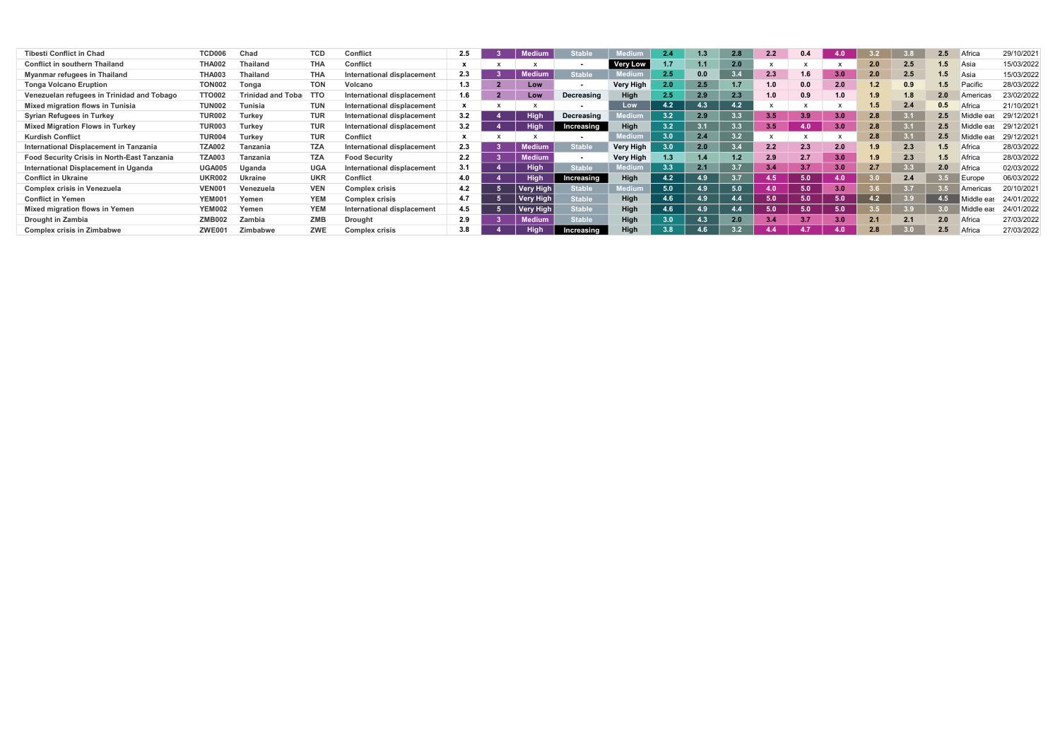| | | | | | | | | | | | | | | | | | | | | | |
|---|---|---|---|---|---|---|---|---|---|---|---|---|---|---|---|---|---|---|---|---|---|
| Tibesti Conflict in Chad | TCD006 | Chad | TCD | Conflict | 2.5 | 3 | Medium | Stable | Medium | 2.4 | 1.3 | 2.8 | 2.2 | 0.4 | 4.0 | 3.2 | 3.8 | 2.5 | Africa | 29/10/2021 |
| Conflict in southern Thailand | THA002 | Thailand | THA | Conflict | x | x | x | - | Very Low | 1.7 | 1.1 | 2.0 | x | x | x | 2.0 | 2.5 | 1.5 | Asia | 15/03/2022 |
| Myanmar refugees in Thailand | THA003 | Thailand | THA | International displacement | 2.3 | 3 | Medium | Stable | Medium | 2.5 | 0.0 | 3.4 | 2.3 | 1.6 | 3.0 | 2.0 | 2.5 | 1.5 | Asia | 15/03/2022 |
| Tonga Volcano Eruption | TON002 | Tonga | TON | Volcano | 1.3 | 2 | Low | - | Very High | 2.0 | 2.5 | 1.7 | 1.0 | 0.0 | 2.0 | 1.2 | 0.9 | 1.5 | Pacific | 28/03/2022 |
| Venezuelan refugees in Trinidad and Tobago | TTO002 | Trinidad and Toba | TTO | International displacement | 1.6 | 2 | Low | Decreasing | High | 2.5 | 2.9 | 2.3 | 1.0 | 0.9 | 1.0 | 1.9 | 1.8 | 2.0 | Americas | 23/02/2022 |
| Mixed migration flows in Tunisia | TUN002 | Tunisia | TUN | International displacement | x | x | x | - | Low | 4.2 | 4.3 | 4.2 | x | x | x | 1.5 | 2.4 | 0.5 | Africa | 21/10/2021 |
| Syrian Refugees in Turkey | TUR002 | Turkey | TUR | International displacement | 3.2 | 4 | High | Decreasing | Medium | 3.2 | 2.9 | 3.3 | 3.5 | 3.9 | 3.0 | 2.8 | 3.1 | 2.5 | Middle eas | 29/12/2021 |
| Mixed Migration Flows in Turkey | TUR003 | Turkey | TUR | International displacement | 3.2 | 4 | High | Increasing | High | 3.2 | 3.1 | 3.3 | 3.5 | 4.0 | 3.0 | 2.8 | 3.1 | 2.5 | Middle eas | 29/12/2021 |
| Kurdish Conflict | TUR004 | Turkey | TUR | Conflict | x | x | x | - | Medium | 3.0 | 2.4 | 3.2 | x | x | x | 2.8 | 3.1 | 2.5 | Middle eas | 29/12/2021 |
| International Displacement in Tanzania | TZA002 | Tanzania | TZA | International displacement | 2.3 | 3 | Medium | Stable | Very High | 3.0 | 2.0 | 3.4 | 2.2 | 2.3 | 2.0 | 1.9 | 2.3 | 1.5 | Africa | 28/03/2022 |
| Food Security Crisis in North-East Tanzania | TZA003 | Tanzania | TZA | Food Security | 2.2 | 3 | Medium | - | Very High | 1.3 | 1.4 | 1.2 | 2.9 | 2.7 | 3.0 | 1.9 | 2.3 | 1.5 | Africa | 28/03/2022 |
| International Displacement in Uganda | UGA005 | Uganda | UGA | International displacement | 3.1 | 4 | High | Stable | Medium | 3.3 | 2.1 | 3.7 | 3.4 | 3.7 | 3.0 | 2.7 | 3.3 | 2.0 | Africa | 02/03/2022 |
| Conflict in Ukraine | UKR002 | Ukraine | UKR | Conflict | 4.0 | 4 | High | Increasing | High | 4.2 | 4.9 | 3.7 | 4.5 | 5.0 | 4.0 | 3.0 | 2.4 | 3.5 | Europe | 06/03/2022 |
| Complex crisis in Venezuela | VEN001 | Venezuela | VEN | Complex crisis | 4.2 | 5 | Very High | Stable | Medium | 5.0 | 4.9 | 5.0 | 4.0 | 5.0 | 3.0 | 3.6 | 3.7 | 3.5 | Americas | 20/10/2021 |
| Conflict in Yemen | YEM001 | Yemen | YEM | Complex crisis | 4.7 | 5 | Very High | Stable | High | 4.6 | 4.9 | 4.4 | 5.0 | 5.0 | 5.0 | 4.2 | 3.9 | 4.5 | Middle eas | 24/01/2022 |
| Mixed migration flows in Yemen | YEM002 | Yemen | YEM | International displacement | 4.5 | 5 | Very High | Stable | High | 4.6 | 4.9 | 4.4 | 5.0 | 5.0 | 5.0 | 3.5 | 3.9 | 3.0 | Middle eas | 24/01/2022 |
| Drought in Zambia | ZMB002 | Zambia | ZMB | Drought | 2.9 | 3 | Medium | Stable | High | 3.0 | 4.3 | 2.0 | 3.4 | 3.7 | 3.0 | 2.1 | 2.1 | 2.0 | Africa | 27/03/2022 |
| Complex crisis in Zimbabwe | ZWE001 | Zimbabwe | ZWE | Complex crisis | 3.8 | 4 | High | Increasing | High | 3.8 | 4.6 | 3.2 | 4.4 | 4.7 | 4.0 | 2.8 | 3.0 | 2.5 | Africa | 27/03/2022 |